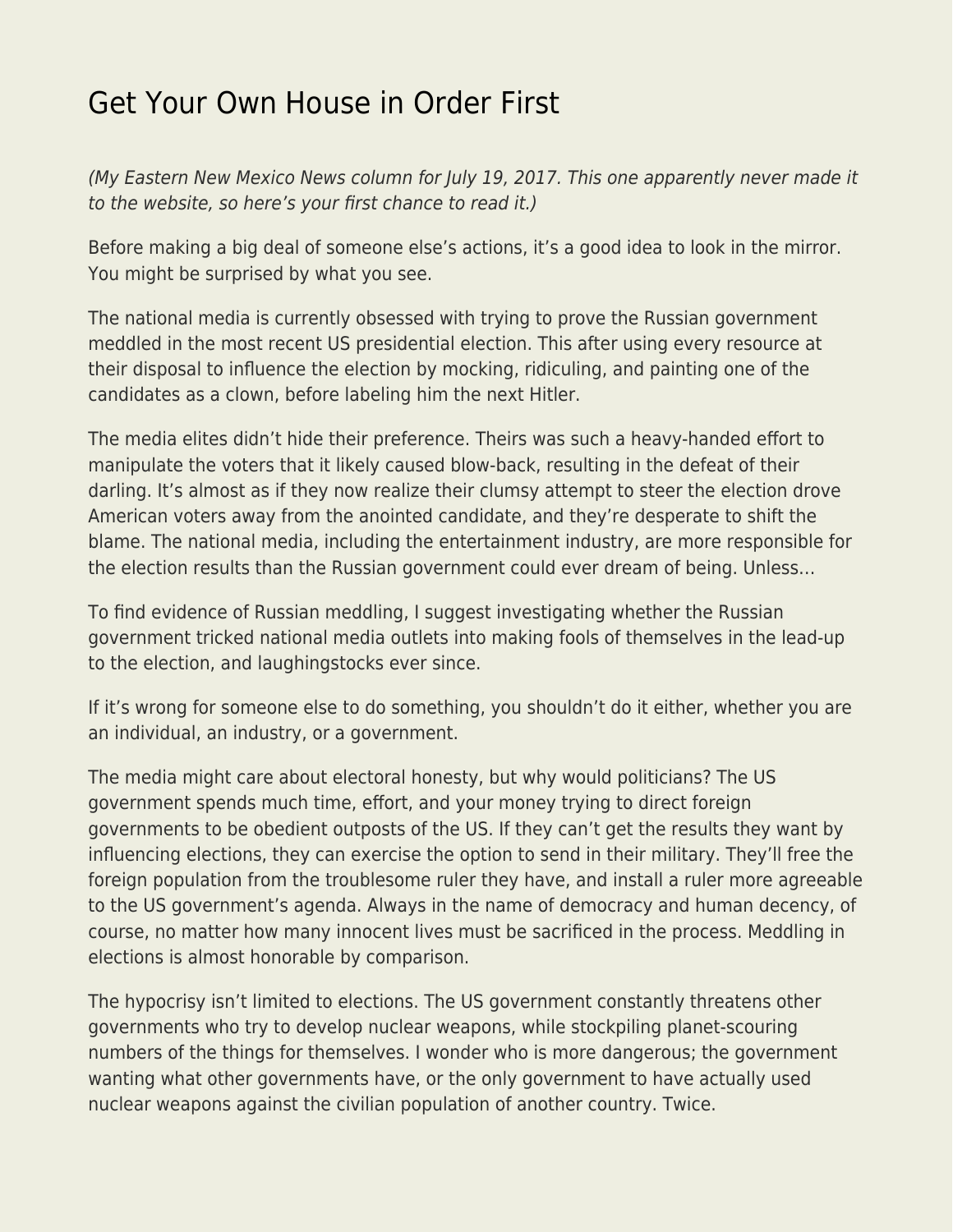# Get Your Own House in Order First

*(My Eastern New Mexico News column for July 19, 2017. This one apparently never made it to the website, so here's your first chance to read it.)*

Before making a big deal of someone else's actions, it's a good idea to look in the mirror. You might be surprised by what you see.

The national media is currently obsessed with trying to prove the Russian government meddled in the most recent US presidential election. This after using every resource at their disposal to influence the election by mocking, ridiculing, and painting one of the candidates as a clown, before labeling him the next Hitler.

The media elites didn't hide their preference. Theirs was such a heavy-handed effort to manipulate the voters that it likely caused blow-back, resulting in the defeat of their darling. It's almost as if they now realize their clumsy attempt to steer the election drove American voters away from the anointed candidate, and they're desperate to shift the blame. The national media, including the entertainment industry, are more responsible for the election results than the Russian government could ever dream of being. Unless…

To find evidence of Russian meddling, I suggest investigating whether the Russian government tricked national media outlets into making fools of themselves in the lead-up to the election, and laughingstocks ever since.

If it's wrong for someone else to do something, you shouldn't do it either, whether you are an individual, an industry, or a government.

The media might care about electoral honesty, but why would politicians? The US government spends much time, effort, and your money trying to direct foreign governments to be obedient outposts of the US. If they can't get the results they want by influencing elections, they can exercise the option to send in their military. They'll free the foreign population from the troublesome ruler they have, and install a ruler more agreeable to the US government's agenda. Always in the name of democracy and human decency, of course, no matter how many innocent lives must be sacrificed in the process. Meddling in elections is almost honorable by comparison.

The hypocrisy isn't limited to elections. The US government constantly threatens other governments who try to develop nuclear weapons, while stockpiling planet-scouring numbers of the things for themselves. I wonder who is more dangerous; the government wanting what other governments have, or the only government to have actually used nuclear weapons against the civilian population of another country. Twice.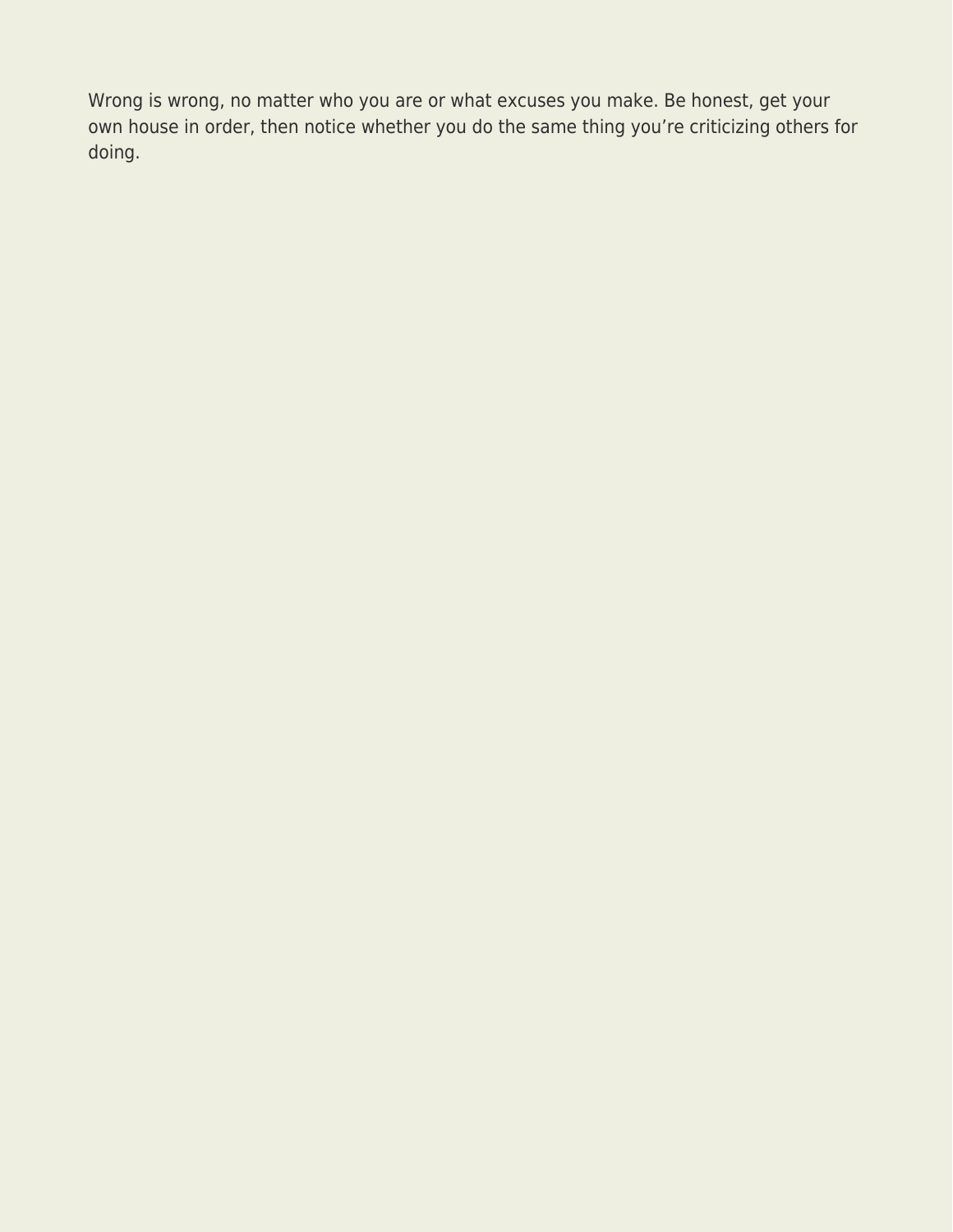Wrong is wrong, no matter who you are or what excuses you make. Be honest, get your own house in order, then notice whether you do the same thing you're criticizing others for doing.